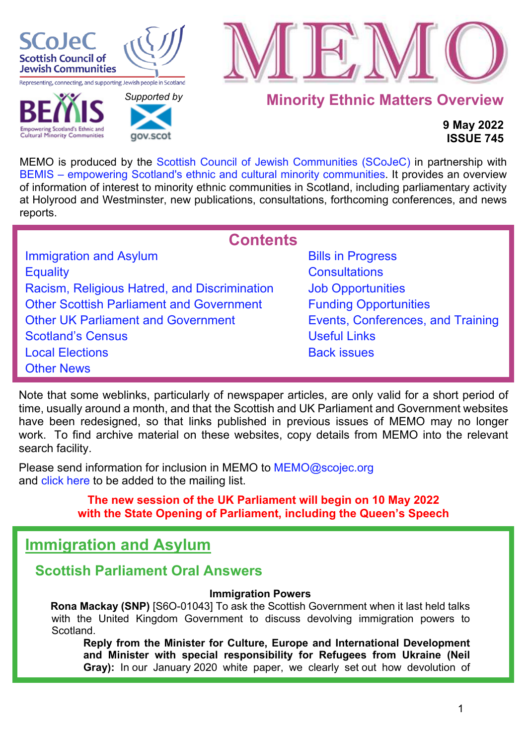SCoJeC Scottish Council of Jewish Communities

Representing, connecting, and supporting Jewish people in Scotland

BEMIS Empowering Scotland's Ethnic and Cultural Minority Communities

Supported by gov.scot

# MEMO

## Minority Ethnic Matters Overview

**9 May 2022**
**ISSUE 745**

MEMO is produced by the Scottish Council of Jewish Communities (SCoJeC) in partnership with BEMIS – empowering Scotland's ethnic and cultural minority communities. It provides an overview of information of interest to minority ethnic communities in Scotland, including parliamentary activity at Holyrood and Westminster, new publications, consultations, forthcoming conferences, and news reports.

## Contents

- Immigration and Asylum
- Equality
- Racism, Religious Hatred, and Discrimination
- Other Scottish Parliament and Government
- Other UK Parliament and Government
- Scotland's Census
- Local Elections
- Other News
- Bills in Progress
- Consultations
- Job Opportunities
- Funding Opportunities
- Events, Conferences, and Training
- Useful Links
- Back issues

Note that some weblinks, particularly of newspaper articles, are only valid for a short period of time, usually around a month, and that the Scottish and UK Parliament and Government websites have been redesigned, so that links published in previous issues of MEMO may no longer work. To find archive material on these websites, copy details from MEMO into the relevant search facility.

Please send information for inclusion in MEMO to MEMO@scojec.org
and click here to be added to the mailing list.

**The new session of the UK Parliament will begin on 10 May 2022 with the State Opening of Parliament, including the Queen's Speech**

# Immigration and Asylum

## Scottish Parliament Oral Answers

**Immigration Powers**

**Rona Mackay (SNP)** [S6O-01043] To ask the Scottish Government when it last held talks with the United Kingdom Government to discuss devolving immigration powers to Scotland.

**Reply from the Minister for Culture, Europe and International Development and Minister with special responsibility for Refugees from Ukraine (Neil Gray):** In our January 2020 white paper, we clearly set out how devolution of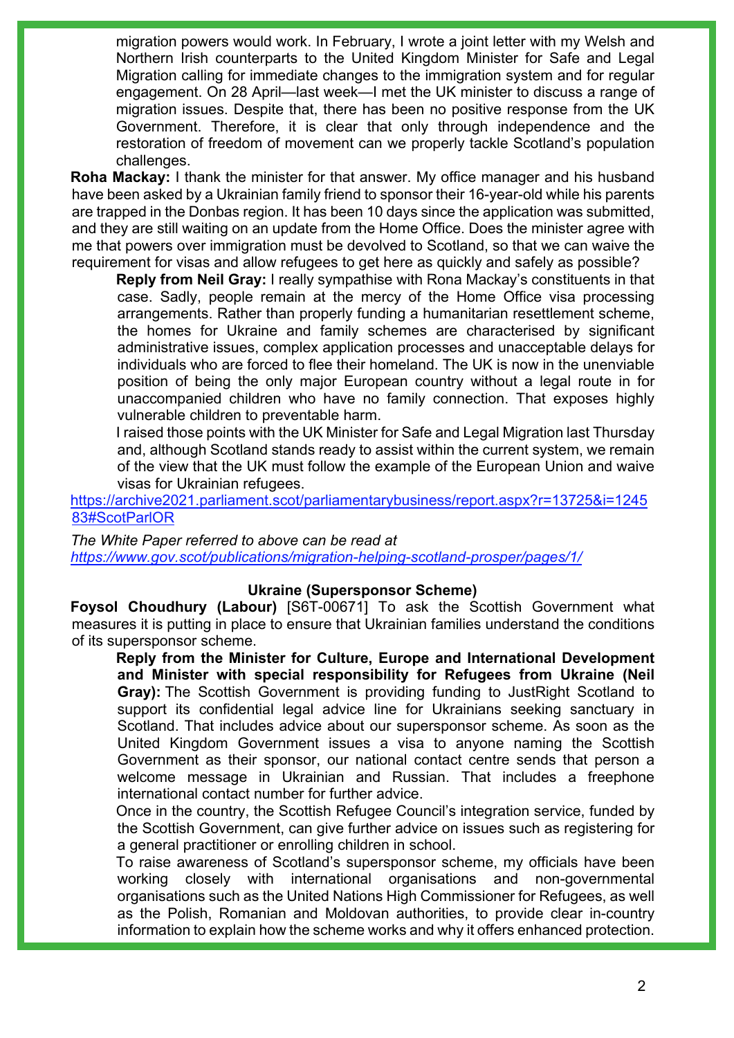migration powers would work. In February, I wrote a joint letter with my Welsh and Northern Irish counterparts to the United Kingdom Minister for Safe and Legal Migration calling for immediate changes to the immigration system and for regular engagement. On 28 April—last week—I met the UK minister to discuss a range of migration issues. Despite that, there has been no positive response from the UK Government. Therefore, it is clear that only through independence and the restoration of freedom of movement can we properly tackle Scotland's population challenges.

**Roha Mackay:** I thank the minister for that answer. My office manager and his husband have been asked by a Ukrainian family friend to sponsor their 16-year-old while his parents are trapped in the Donbas region. It has been 10 days since the application was submitted, and they are still waiting on an update from the Home Office. Does the minister agree with me that powers over immigration must be devolved to Scotland, so that we can waive the requirement for visas and allow refugees to get here as quickly and safely as possible?

**Reply from Neil Gray:** I really sympathise with Rona Mackay's constituents in that case. Sadly, people remain at the mercy of the Home Office visa processing arrangements. Rather than properly funding a humanitarian resettlement scheme, the homes for Ukraine and family schemes are characterised by significant administrative issues, complex application processes and unacceptable delays for individuals who are forced to flee their homeland. The UK is now in the unenviable position of being the only major European country without a legal route in for unaccompanied children who have no family connection. That exposes highly vulnerable children to preventable harm.

I raised those points with the UK Minister for Safe and Legal Migration last Thursday and, although Scotland stands ready to assist within the current system, we remain of the view that the UK must follow the example of the European Union and waive visas for Ukrainian refugees.

https://archive2021.parliament.scot/parliamentarybusiness/report.aspx?r=13725&i=124583#ScotParlOR

*The White Paper referred to above can be read at* *https://www.gov.scot/publications/migration-helping-scotland-prosper/pages/1/*

**Ukraine (Supersponsor Scheme)**

**Foysol Choudhury (Labour)** [S6T-00671] To ask the Scottish Government what measures it is putting in place to ensure that Ukrainian families understand the conditions of its supersponsor scheme.

**Reply from the Minister for Culture, Europe and International Development and Minister with special responsibility for Refugees from Ukraine (Neil Gray):** The Scottish Government is providing funding to JustRight Scotland to support its confidential legal advice line for Ukrainians seeking sanctuary in Scotland. That includes advice about our supersponsor scheme. As soon as the United Kingdom Government issues a visa to anyone naming the Scottish Government as their sponsor, our national contact centre sends that person a welcome message in Ukrainian and Russian. That includes a freephone international contact number for further advice.

Once in the country, the Scottish Refugee Council's integration service, funded by the Scottish Government, can give further advice on issues such as registering for a general practitioner or enrolling children in school.

To raise awareness of Scotland's supersponsor scheme, my officials have been working closely with international organisations and non-governmental organisations such as the United Nations High Commissioner for Refugees, as well as the Polish, Romanian and Moldovan authorities, to provide clear in-country information to explain how the scheme works and why it offers enhanced protection.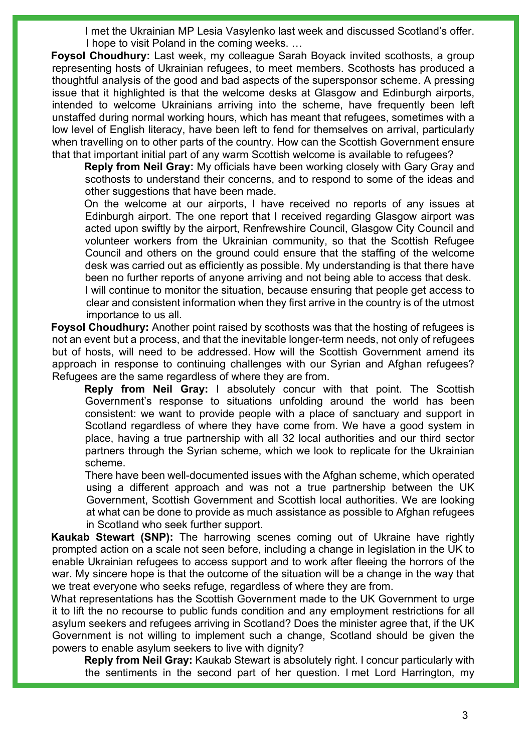I met the Ukrainian MP Lesia Vasylenko last week and discussed Scotland's offer. I hope to visit Poland in the coming weeks. …

**Foysol Choudhury:** Last week, my colleague Sarah Boyack invited scothosts, a group representing hosts of Ukrainian refugees, to meet members. Scothosts has produced a thoughtful analysis of the good and bad aspects of the supersponsor scheme. A pressing issue that it highlighted is that the welcome desks at Glasgow and Edinburgh airports, intended to welcome Ukrainians arriving into the scheme, have frequently been left unstaffed during normal working hours, which has meant that refugees, sometimes with a low level of English literacy, have been left to fend for themselves on arrival, particularly when travelling on to other parts of the country. How can the Scottish Government ensure that that important initial part of any warm Scottish welcome is available to refugees?

**Reply from Neil Gray:** My officials have been working closely with Gary Gray and scothosts to understand their concerns, and to respond to some of the ideas and other suggestions that have been made.

On the welcome at our airports, I have received no reports of any issues at Edinburgh airport. The one report that I received regarding Glasgow airport was acted upon swiftly by the airport, Renfrewshire Council, Glasgow City Council and volunteer workers from the Ukrainian community, so that the Scottish Refugee Council and others on the ground could ensure that the staffing of the welcome desk was carried out as efficiently as possible. My understanding is that there have been no further reports of anyone arriving and not being able to access that desk. I will continue to monitor the situation, because ensuring that people get access to clear and consistent information when they first arrive in the country is of the utmost importance to us all.

**Foysol Choudhury:** Another point raised by scothosts was that the hosting of refugees is not an event but a process, and that the inevitable longer-term needs, not only of refugees but of hosts, will need to be addressed. How will the Scottish Government amend its approach in response to continuing challenges with our Syrian and Afghan refugees? Refugees are the same regardless of where they are from.

**Reply from Neil Gray:** I absolutely concur with that point. The Scottish Government's response to situations unfolding around the world has been consistent: we want to provide people with a place of sanctuary and support in Scotland regardless of where they have come from. We have a good system in place, having a true partnership with all 32 local authorities and our third sector partners through the Syrian scheme, which we look to replicate for the Ukrainian scheme.

There have been well-documented issues with the Afghan scheme, which operated using a different approach and was not a true partnership between the UK Government, Scottish Government and Scottish local authorities. We are looking at what can be done to provide as much assistance as possible to Afghan refugees in Scotland who seek further support.

**Kaukab Stewart (SNP):** The harrowing scenes coming out of Ukraine have rightly prompted action on a scale not seen before, including a change in legislation in the UK to enable Ukrainian refugees to access support and to work after fleeing the horrors of the war. My sincere hope is that the outcome of the situation will be a change in the way that we treat everyone who seeks refuge, regardless of where they are from.

What representations has the Scottish Government made to the UK Government to urge it to lift the no recourse to public funds condition and any employment restrictions for all asylum seekers and refugees arriving in Scotland? Does the minister agree that, if the UK Government is not willing to implement such a change, Scotland should be given the powers to enable asylum seekers to live with dignity?

**Reply from Neil Gray:** Kaukab Stewart is absolutely right. I concur particularly with the sentiments in the second part of her question. I met Lord Harrington, my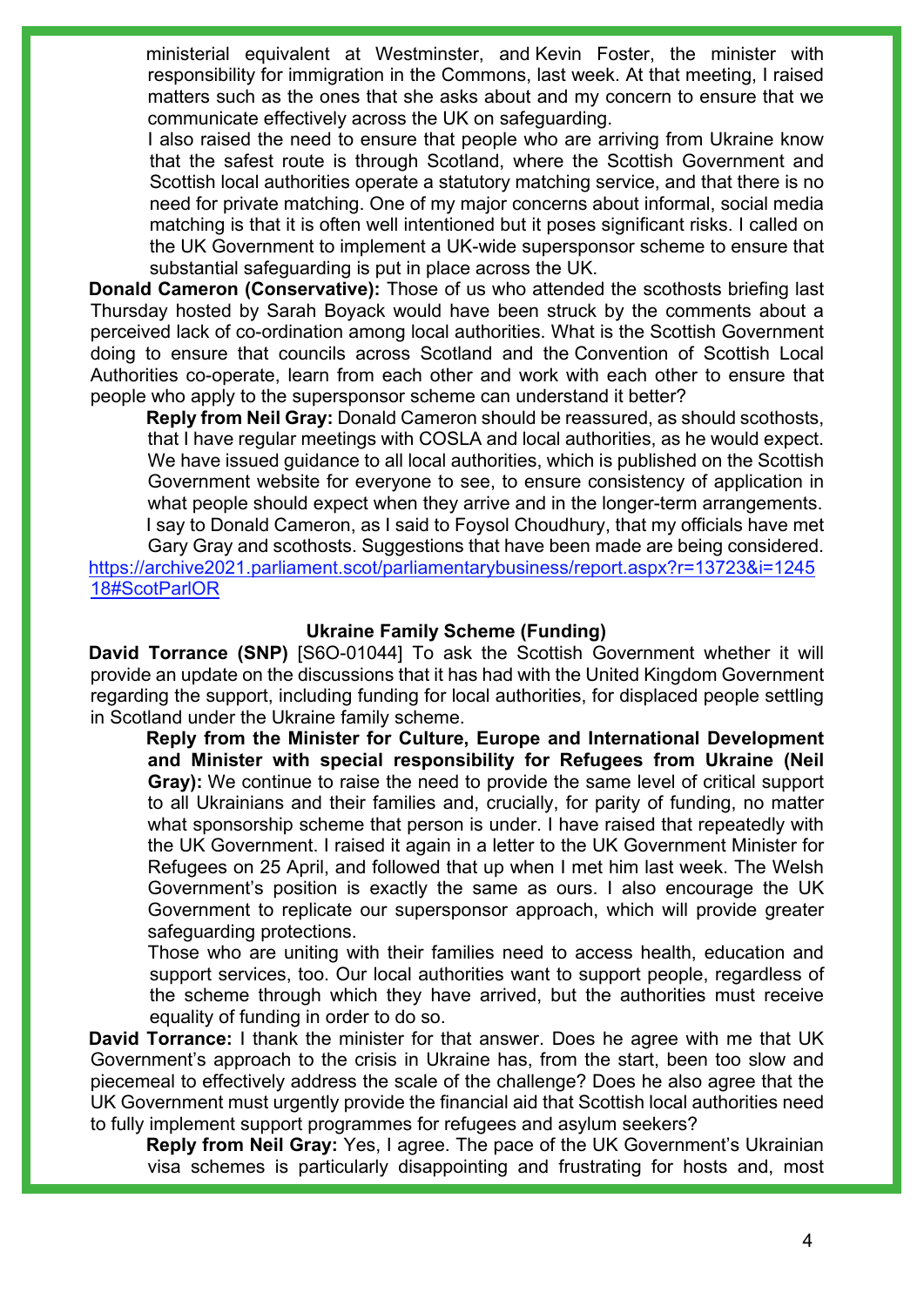ministerial equivalent at Westminster, and Kevin Foster, the minister with responsibility for immigration in the Commons, last week. At that meeting, I raised matters such as the ones that she asks about and my concern to ensure that we communicate effectively across the UK on safeguarding.

I also raised the need to ensure that people who are arriving from Ukraine know that the safest route is through Scotland, where the Scottish Government and Scottish local authorities operate a statutory matching service, and that there is no need for private matching. One of my major concerns about informal, social media matching is that it is often well intentioned but it poses significant risks. I called on the UK Government to implement a UK-wide supersponsor scheme to ensure that substantial safeguarding is put in place across the UK.

**Donald Cameron (Conservative):** Those of us who attended the scothosts briefing last Thursday hosted by Sarah Boyack would have been struck by the comments about a perceived lack of co-ordination among local authorities. What is the Scottish Government doing to ensure that councils across Scotland and the Convention of Scottish Local Authorities co-operate, learn from each other and work with each other to ensure that people who apply to the supersponsor scheme can understand it better?

**Reply from Neil Gray:** Donald Cameron should be reassured, as should scothosts, that I have regular meetings with COSLA and local authorities, as he would expect. We have issued guidance to all local authorities, which is published on the Scottish Government website for everyone to see, to ensure consistency of application in what people should expect when they arrive and in the longer-term arrangements.

I say to Donald Cameron, as I said to Foysol Choudhury, that my officials have met Gary Gray and scothosts. Suggestions that have been made are being considered.

https://archive2021.parliament.scot/parliamentarybusiness/report.aspx?r=13723&i=124518#ScotParlOR

## Ukraine Family Scheme (Funding)

**David Torrance (SNP)** [S6O-01044] To ask the Scottish Government whether it will provide an update on the discussions that it has had with the United Kingdom Government regarding the support, including funding for local authorities, for displaced people settling in Scotland under the Ukraine family scheme.

**Reply from the Minister for Culture, Europe and International Development and Minister with special responsibility for Refugees from Ukraine (Neil Gray):** We continue to raise the need to provide the same level of critical support to all Ukrainians and their families and, crucially, for parity of funding, no matter what sponsorship scheme that person is under. I have raised that repeatedly with the UK Government. I raised it again in a letter to the UK Government Minister for Refugees on 25 April, and followed that up when I met him last week. The Welsh Government's position is exactly the same as ours. I also encourage the UK Government to replicate our supersponsor approach, which will provide greater safeguarding protections.

Those who are uniting with their families need to access health, education and support services, too. Our local authorities want to support people, regardless of the scheme through which they have arrived, but the authorities must receive equality of funding in order to do so.

**David Torrance:** I thank the minister for that answer. Does he agree with me that UK Government's approach to the crisis in Ukraine has, from the start, been too slow and piecemeal to effectively address the scale of the challenge? Does he also agree that the UK Government must urgently provide the financial aid that Scottish local authorities need to fully implement support programmes for refugees and asylum seekers?

**Reply from Neil Gray:** Yes, I agree. The pace of the UK Government's Ukrainian visa schemes is particularly disappointing and frustrating for hosts and, most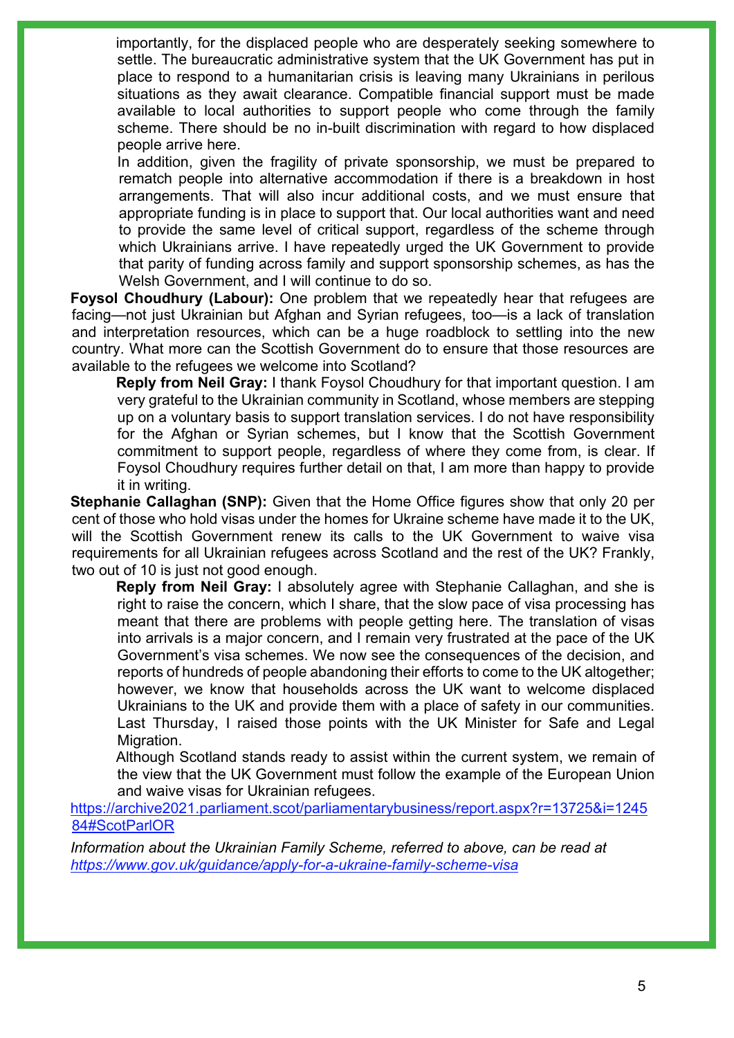importantly, for the displaced people who are desperately seeking somewhere to settle. The bureaucratic administrative system that the UK Government has put in place to respond to a humanitarian crisis is leaving many Ukrainians in perilous situations as they await clearance. Compatible financial support must be made available to local authorities to support people who come through the family scheme. There should be no in-built discrimination with regard to how displaced people arrive here.

In addition, given the fragility of private sponsorship, we must be prepared to rematch people into alternative accommodation if there is a breakdown in host arrangements. That will also incur additional costs, and we must ensure that appropriate funding is in place to support that. Our local authorities want and need to provide the same level of critical support, regardless of the scheme through which Ukrainians arrive. I have repeatedly urged the UK Government to provide that parity of funding across family and support sponsorship schemes, as has the Welsh Government, and I will continue to do so.

**Foysol Choudhury (Labour):** One problem that we repeatedly hear that refugees are facing—not just Ukrainian but Afghan and Syrian refugees, too—is a lack of translation and interpretation resources, which can be a huge roadblock to settling into the new country. What more can the Scottish Government do to ensure that those resources are available to the refugees we welcome into Scotland?

**Reply from Neil Gray:** I thank Foysol Choudhury for that important question. I am very grateful to the Ukrainian community in Scotland, whose members are stepping up on a voluntary basis to support translation services. I do not have responsibility for the Afghan or Syrian schemes, but I know that the Scottish Government commitment to support people, regardless of where they come from, is clear. If Foysol Choudhury requires further detail on that, I am more than happy to provide it in writing.

**Stephanie Callaghan (SNP):** Given that the Home Office figures show that only 20 per cent of those who hold visas under the homes for Ukraine scheme have made it to the UK, will the Scottish Government renew its calls to the UK Government to waive visa requirements for all Ukrainian refugees across Scotland and the rest of the UK? Frankly, two out of 10 is just not good enough.

**Reply from Neil Gray:** I absolutely agree with Stephanie Callaghan, and she is right to raise the concern, which I share, that the slow pace of visa processing has meant that there are problems with people getting here. The translation of visas into arrivals is a major concern, and I remain very frustrated at the pace of the UK Government's visa schemes. We now see the consequences of the decision, and reports of hundreds of people abandoning their efforts to come to the UK altogether; however, we know that households across the UK want to welcome displaced Ukrainians to the UK and provide them with a place of safety in our communities. Last Thursday, I raised those points with the UK Minister for Safe and Legal Migration.

Although Scotland stands ready to assist within the current system, we remain of the view that the UK Government must follow the example of the European Union and waive visas for Ukrainian refugees.

https://archive2021.parliament.scot/parliamentarybusiness/report.aspx?r=13725&i=124584#ScotParlOR

*Information about the Ukrainian Family Scheme, referred to above, can be read at https://www.gov.uk/guidance/apply-for-a-ukraine-family-scheme-visa*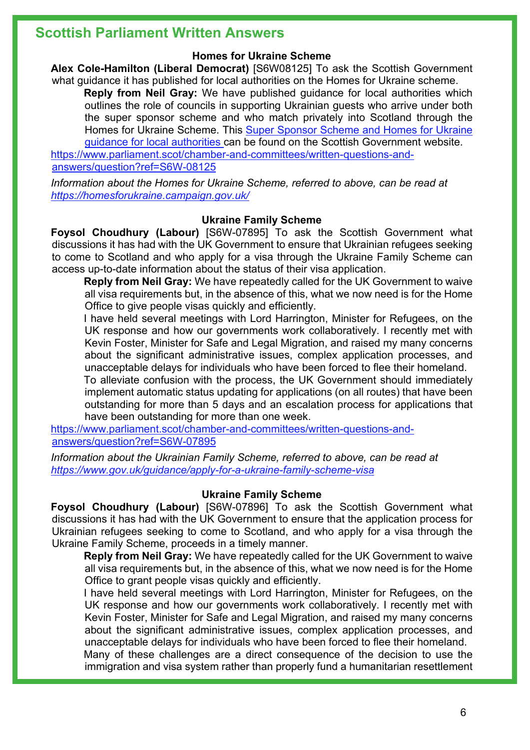## Scottish Parliament Written Answers

### Homes for Ukraine Scheme

**Alex Cole-Hamilton (Liberal Democrat)** [S6W08125] To ask the Scottish Government what guidance it has published for local authorities on the Homes for Ukraine scheme.

> **Reply from Neil Gray:** We have published guidance for local authorities which outlines the role of councils in supporting Ukrainian guests who arrive under both the super sponsor scheme and who match privately into Scotland through the Homes for Ukraine Scheme. This [Super Sponsor Scheme and Homes for Ukraine guidance for local authorities](#) can be found on the Scottish Government website.

https://www.parliament.scot/chamber-and-committees/written-questions-and-answers/question?ref=S6W-08125

*Information about the Homes for Ukraine Scheme, referred to above, can be read at https://homesforukraine.campaign.gov.uk/*

### Ukraine Family Scheme

**Foysol Choudhury (Labour)** [S6W-07895] To ask the Scottish Government what discussions it has had with the UK Government to ensure that Ukrainian refugees seeking to come to Scotland and who apply for a visa through the Ukraine Family Scheme can access up-to-date information about the status of their visa application.

> **Reply from Neil Gray:** We have repeatedly called for the UK Government to waive all visa requirements but, in the absence of this, what we now need is for the Home Office to give people visas quickly and efficiently.
>
> I have held several meetings with Lord Harrington, Minister for Refugees, on the UK response and how our governments work collaboratively. I recently met with Kevin Foster, Minister for Safe and Legal Migration, and raised my many concerns about the significant administrative issues, complex application processes, and unacceptable delays for individuals who have been forced to flee their homeland.
>
> To alleviate confusion with the process, the UK Government should immediately implement automatic status updating for applications (on all routes) that have been outstanding for more than 5 days and an escalation process for applications that have been outstanding for more than one week.

https://www.parliament.scot/chamber-and-committees/written-questions-and-answers/question?ref=S6W-07895

*Information about the Ukrainian Family Scheme, referred to above, can be read at https://www.gov.uk/guidance/apply-for-a-ukraine-family-scheme-visa*

### Ukraine Family Scheme

**Foysol Choudhury (Labour)** [S6W-07896] To ask the Scottish Government what discussions it has had with the UK Government to ensure that the application process for Ukrainian refugees seeking to come to Scotland, and who apply for a visa through the Ukraine Family Scheme, proceeds in a timely manner.

> **Reply from Neil Gray:** We have repeatedly called for the UK Government to waive all visa requirements but, in the absence of this, what we now need is for the Home Office to grant people visas quickly and efficiently.
>
> I have held several meetings with Lord Harrington, Minister for Refugees, on the UK response and how our governments work collaboratively. I recently met with Kevin Foster, Minister for Safe and Legal Migration, and raised my many concerns about the significant administrative issues, complex application processes, and unacceptable delays for individuals who have been forced to flee their homeland.
>
> Many of these challenges are a direct consequence of the decision to use the immigration and visa system rather than properly fund a humanitarian resettlement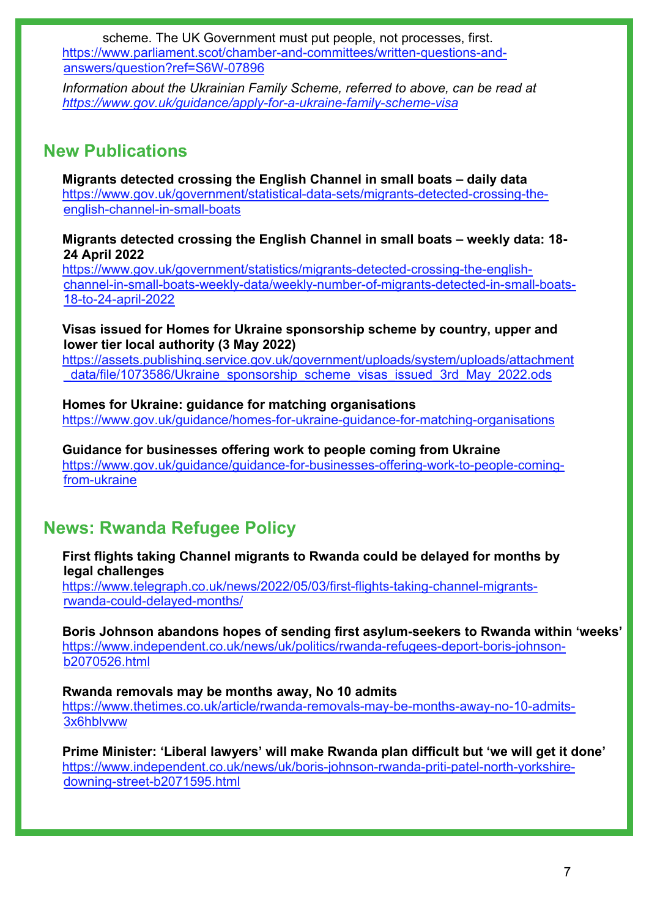scheme. The UK Government must put people, not processes, first.
https://www.parliament.scot/chamber-and-committees/written-questions-and-answers/question?ref=S6W-07896

*Information about the Ukrainian Family Scheme, referred to above, can be read at https://www.gov.uk/guidance/apply-for-a-ukraine-family-scheme-visa*

## New Publications

**Migrants detected crossing the English Channel in small boats – daily data**
https://www.gov.uk/government/statistical-data-sets/migrants-detected-crossing-the-english-channel-in-small-boats

**Migrants detected crossing the English Channel in small boats – weekly data: 18-24 April 2022**
https://www.gov.uk/government/statistics/migrants-detected-crossing-the-english-channel-in-small-boats-weekly-data/weekly-number-of-migrants-detected-in-small-boats-18-to-24-april-2022

**Visas issued for Homes for Ukraine sponsorship scheme by country, upper and lower tier local authority (3 May 2022)**
https://assets.publishing.service.gov.uk/government/uploads/system/uploads/attachment_data/file/1073586/Ukraine_sponsorship_scheme_visas_issued_3rd_May_2022.ods

**Homes for Ukraine: guidance for matching organisations**
https://www.gov.uk/guidance/homes-for-ukraine-guidance-for-matching-organisations

**Guidance for businesses offering work to people coming from Ukraine**
https://www.gov.uk/guidance/guidance-for-businesses-offering-work-to-people-coming-from-ukraine

## News: Rwanda Refugee Policy

**First flights taking Channel migrants to Rwanda could be delayed for months by legal challenges**
https://www.telegraph.co.uk/news/2022/05/03/first-flights-taking-channel-migrants-rwanda-could-delayed-months/

**Boris Johnson abandons hopes of sending first asylum-seekers to Rwanda within 'weeks'**
https://www.independent.co.uk/news/uk/politics/rwanda-refugees-deport-boris-johnson-b2070526.html

**Rwanda removals may be months away, No 10 admits**
https://www.thetimes.co.uk/article/rwanda-removals-may-be-months-away-no-10-admits-3x6hblvww

**Prime Minister: 'Liberal lawyers' will make Rwanda plan difficult but 'we will get it done'**
https://www.independent.co.uk/news/uk/boris-johnson-rwanda-priti-patel-north-yorkshire-downing-street-b2071595.html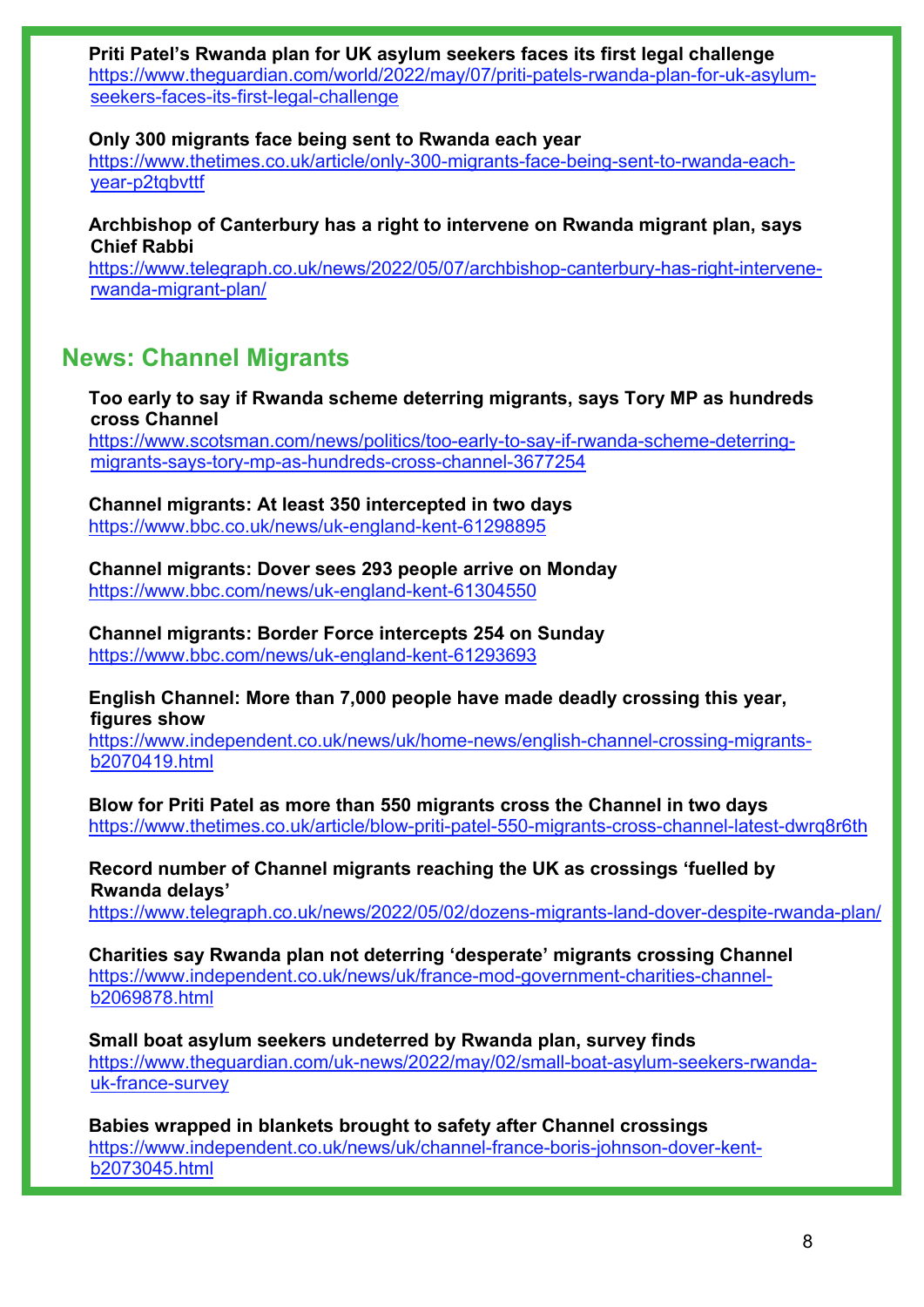**Priti Patel's Rwanda plan for UK asylum seekers faces its first legal challenge**
https://www.theguardian.com/world/2022/may/07/priti-patels-rwanda-plan-for-uk-asylum-seekers-faces-its-first-legal-challenge

**Only 300 migrants face being sent to Rwanda each year**
https://www.thetimes.co.uk/article/only-300-migrants-face-being-sent-to-rwanda-each-year-p2tqbvttf

**Archbishop of Canterbury has a right to intervene on Rwanda migrant plan, says Chief Rabbi**
https://www.telegraph.co.uk/news/2022/05/07/archbishop-canterbury-has-right-intervene-rwanda-migrant-plan/

## News: Channel Migrants

**Too early to say if Rwanda scheme deterring migrants, says Tory MP as hundreds cross Channel**
https://www.scotsman.com/news/politics/too-early-to-say-if-rwanda-scheme-deterring-migrants-says-tory-mp-as-hundreds-cross-channel-3677254

**Channel migrants: At least 350 intercepted in two days**
https://www.bbc.co.uk/news/uk-england-kent-61298895

**Channel migrants: Dover sees 293 people arrive on Monday**
https://www.bbc.com/news/uk-england-kent-61304550

**Channel migrants: Border Force intercepts 254 on Sunday**
https://www.bbc.com/news/uk-england-kent-61293693

**English Channel: More than 7,000 people have made deadly crossing this year, figures show**
https://www.independent.co.uk/news/uk/home-news/english-channel-crossing-migrants-b2070419.html

**Blow for Priti Patel as more than 550 migrants cross the Channel in two days**
https://www.thetimes.co.uk/article/blow-priti-patel-550-migrants-cross-channel-latest-dwrq8r6th

**Record number of Channel migrants reaching the UK as crossings 'fuelled by Rwanda delays'**
https://www.telegraph.co.uk/news/2022/05/02/dozens-migrants-land-dover-despite-rwanda-plan/

**Charities say Rwanda plan not deterring 'desperate' migrants crossing Channel**
https://www.independent.co.uk/news/uk/france-mod-government-charities-channel-b2069878.html

**Small boat asylum seekers undeterred by Rwanda plan, survey finds**
https://www.theguardian.com/uk-news/2022/may/02/small-boat-asylum-seekers-rwanda-uk-france-survey

**Babies wrapped in blankets brought to safety after Channel crossings**
https://www.independent.co.uk/news/uk/channel-france-boris-johnson-dover-kent-b2073045.html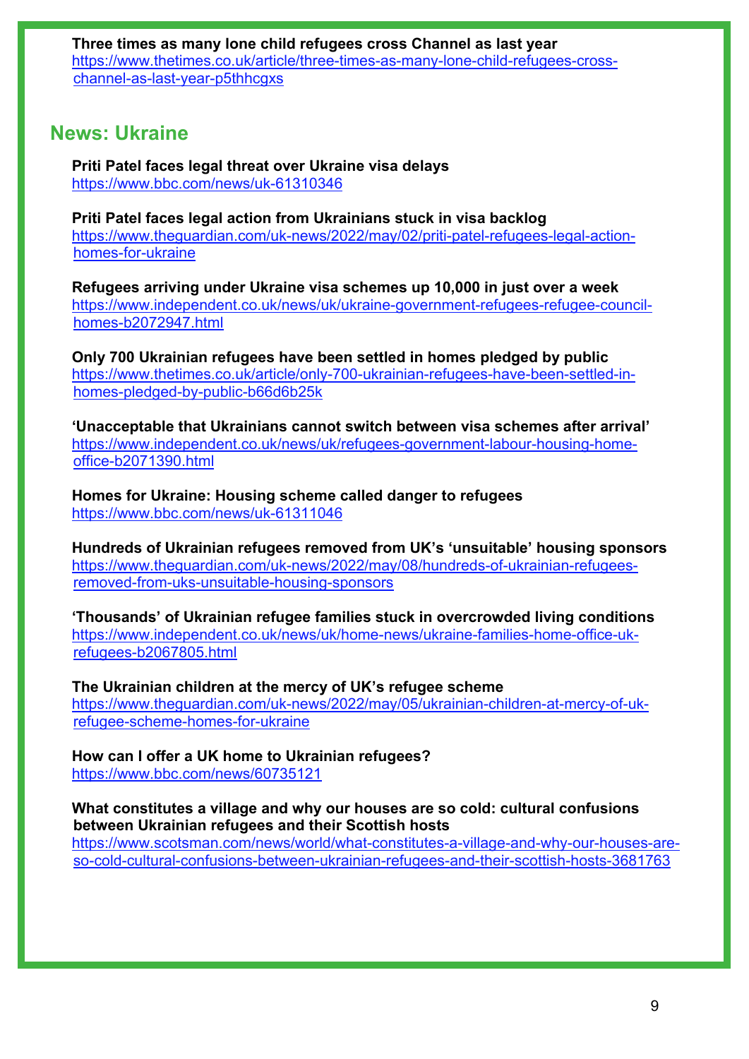**Three times as many lone child refugees cross Channel as last year**
https://www.thetimes.co.uk/article/three-times-as-many-lone-child-refugees-cross-channel-as-last-year-p5thhcgxs

## News: Ukraine

**Priti Patel faces legal threat over Ukraine visa delays**
https://www.bbc.com/news/uk-61310346

**Priti Patel faces legal action from Ukrainians stuck in visa backlog**
https://www.theguardian.com/uk-news/2022/may/02/priti-patel-refugees-legal-action-homes-for-ukraine

**Refugees arriving under Ukraine visa schemes up 10,000 in just over a week**
https://www.independent.co.uk/news/uk/ukraine-government-refugees-refugee-council-homes-b2072947.html

**Only 700 Ukrainian refugees have been settled in homes pledged by public**
https://www.thetimes.co.uk/article/only-700-ukrainian-refugees-have-been-settled-in-homes-pledged-by-public-b66d6b25k

**'Unacceptable that Ukrainians cannot switch between visa schemes after arrival'**
https://www.independent.co.uk/news/uk/refugees-government-labour-housing-home-office-b2071390.html

**Homes for Ukraine: Housing scheme called danger to refugees**
https://www.bbc.com/news/uk-61311046

**Hundreds of Ukrainian refugees removed from UK's 'unsuitable' housing sponsors**
https://www.theguardian.com/uk-news/2022/may/08/hundreds-of-ukrainian-refugees-removed-from-uks-unsuitable-housing-sponsors

**'Thousands' of Ukrainian refugee families stuck in overcrowded living conditions**
https://www.independent.co.uk/news/uk/home-news/ukraine-families-home-office-uk-refugees-b2067805.html

**The Ukrainian children at the mercy of UK's refugee scheme**
https://www.theguardian.com/uk-news/2022/may/05/ukrainian-children-at-mercy-of-uk-refugee-scheme-homes-for-ukraine

**How can I offer a UK home to Ukrainian refugees?**
https://www.bbc.com/news/60735121

**What constitutes a village and why our houses are so cold: cultural confusions between Ukrainian refugees and their Scottish hosts**
https://www.scotsman.com/news/world/what-constitutes-a-village-and-why-our-houses-are-so-cold-cultural-confusions-between-ukrainian-refugees-and-their-scottish-hosts-3681763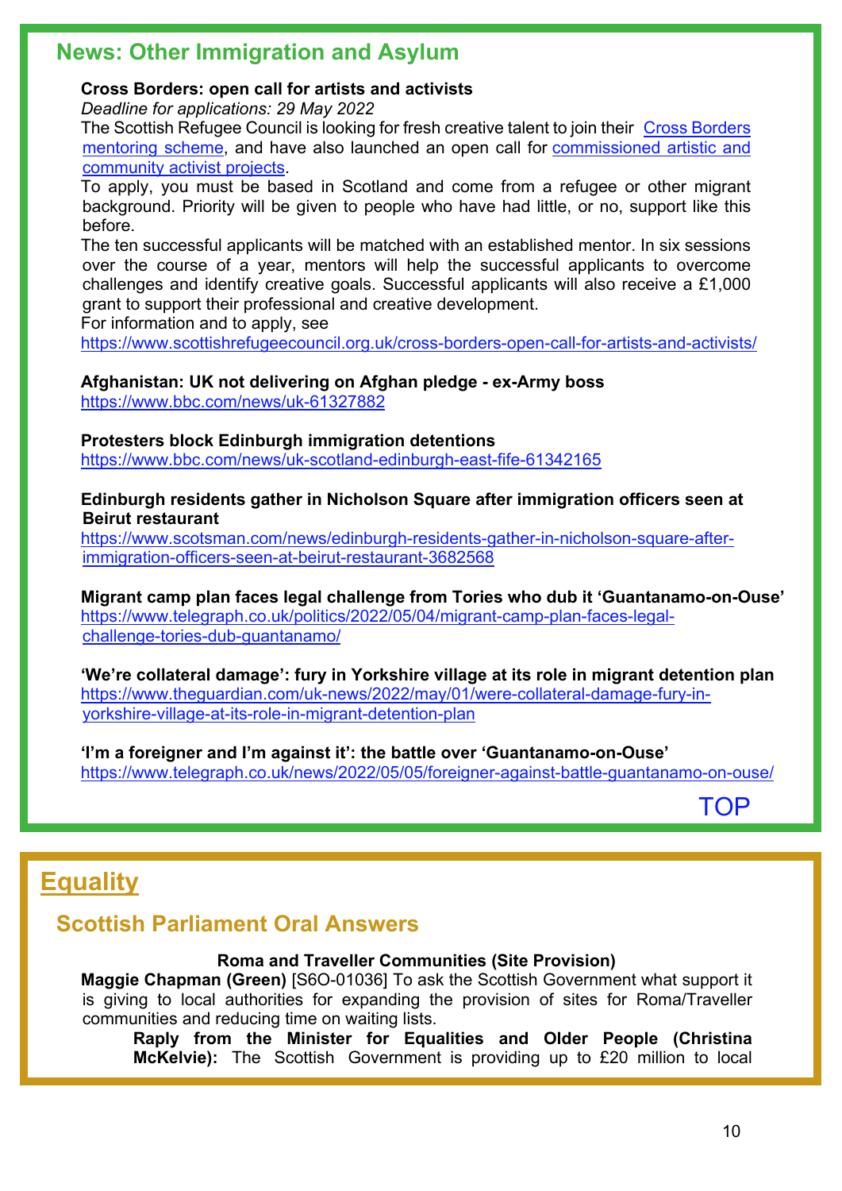## News: Other Immigration and Asylum

**Cross Borders: open call for artists and activists**

*Deadline for applications: 29 May 2022*

The Scottish Refugee Council is looking for fresh creative talent to join their Cross Borders mentoring scheme, and have also launched an open call for commissioned artistic and community activist projects.

To apply, you must be based in Scotland and come from a refugee or other migrant background. Priority will be given to people who have had little, or no, support like this before.

The ten successful applicants will be matched with an established mentor. In six sessions over the course of a year, mentors will help the successful applicants to overcome challenges and identify creative goals. Successful applicants will also receive a £1,000 grant to support their professional and creative development.

For information and to apply, see
https://www.scottishrefugeecouncil.org.uk/cross-borders-open-call-for-artists-and-activists/

**Afghanistan: UK not delivering on Afghan pledge - ex-Army boss**
https://www.bbc.com/news/uk-61327882

**Protesters block Edinburgh immigration detentions**
https://www.bbc.com/news/uk-scotland-edinburgh-east-fife-61342165

**Edinburgh residents gather in Nicholson Square after immigration officers seen at Beirut restaurant**
https://www.scotsman.com/news/edinburgh-residents-gather-in-nicholson-square-after-immigration-officers-seen-at-beirut-restaurant-3682568

**Migrant camp plan faces legal challenge from Tories who dub it 'Guantanamo-on-Ouse'**
https://www.telegraph.co.uk/politics/2022/05/04/migrant-camp-plan-faces-legal-challenge-tories-dub-guantanamo/

**'We're collateral damage': fury in Yorkshire village at its role in migrant detention plan**
https://www.theguardian.com/uk-news/2022/may/01/were-collateral-damage-fury-in-yorkshire-village-at-its-role-in-migrant-detention-plan

**'I'm a foreigner and I'm against it': the battle over 'Guantanamo-on-Ouse'**
https://www.telegraph.co.uk/news/2022/05/05/foreigner-against-battle-guantanamo-on-ouse/

TOP

# Equality

## Scottish Parliament Oral Answers

**Roma and Traveller Communities (Site Provision)**

**Maggie Chapman (Green)** [S6O-01036] To ask the Scottish Government what support it is giving to local authorities for expanding the provision of sites for Roma/Traveller communities and reducing time on waiting lists.

**Raply from the Minister for Equalities and Older People (Christina McKelvie):** The Scottish Government is providing up to £20 million to local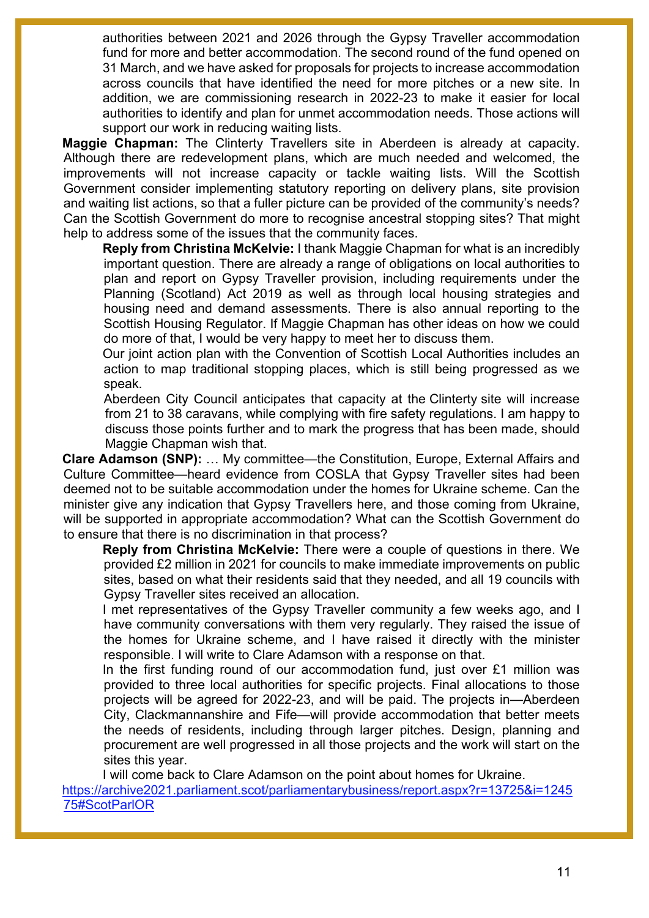authorities between 2021 and 2026 through the Gypsy Traveller accommodation fund for more and better accommodation. The second round of the fund opened on 31 March, and we have asked for proposals for projects to increase accommodation across councils that have identified the need for more pitches or a new site. In addition, we are commissioning research in 2022-23 to make it easier for local authorities to identify and plan for unmet accommodation needs. Those actions will support our work in reducing waiting lists.

**Maggie Chapman:** The Clinterty Travellers site in Aberdeen is already at capacity. Although there are redevelopment plans, which are much needed and welcomed, the improvements will not increase capacity or tackle waiting lists. Will the Scottish Government consider implementing statutory reporting on delivery plans, site provision and waiting list actions, so that a fuller picture can be provided of the community's needs? Can the Scottish Government do more to recognise ancestral stopping sites? That might help to address some of the issues that the community faces.

**Reply from Christina McKelvie:** I thank Maggie Chapman for what is an incredibly important question. There are already a range of obligations on local authorities to plan and report on Gypsy Traveller provision, including requirements under the Planning (Scotland) Act 2019 as well as through local housing strategies and housing need and demand assessments. There is also annual reporting to the Scottish Housing Regulator. If Maggie Chapman has other ideas on how we could do more of that, I would be very happy to meet her to discuss them.

Our joint action plan with the Convention of Scottish Local Authorities includes an action to map traditional stopping places, which is still being progressed as we speak.

Aberdeen City Council anticipates that capacity at the Clinterty site will increase from 21 to 38 caravans, while complying with fire safety regulations. I am happy to discuss those points further and to mark the progress that has been made, should Maggie Chapman wish that.

**Clare Adamson (SNP):** … My committee—the Constitution, Europe, External Affairs and Culture Committee—heard evidence from COSLA that Gypsy Traveller sites had been deemed not to be suitable accommodation under the homes for Ukraine scheme. Can the minister give any indication that Gypsy Travellers here, and those coming from Ukraine, will be supported in appropriate accommodation? What can the Scottish Government do to ensure that there is no discrimination in that process?

**Reply from Christina McKelvie:** There were a couple of questions in there. We provided £2 million in 2021 for councils to make immediate improvements on public sites, based on what their residents said that they needed, and all 19 councils with Gypsy Traveller sites received an allocation.

I met representatives of the Gypsy Traveller community a few weeks ago, and I have community conversations with them very regularly. They raised the issue of the homes for Ukraine scheme, and I have raised it directly with the minister responsible. I will write to Clare Adamson with a response on that.

In the first funding round of our accommodation fund, just over £1 million was provided to three local authorities for specific projects. Final allocations to those projects will be agreed for 2022-23, and will be paid. The projects in—Aberdeen City, Clackmannanshire and Fife—will provide accommodation that better meets the needs of residents, including through larger pitches. Design, planning and procurement are well progressed in all those projects and the work will start on the sites this year.

I will come back to Clare Adamson on the point about homes for Ukraine.

[https://archive2021.parliament.scot/parliamentarybusiness/report.aspx?r=13725&i=124575#ScotParlOR](https://archive2021.parliament.scot/parliamentarybusiness/report.aspx?r=13725&i=124575#ScotParlOR)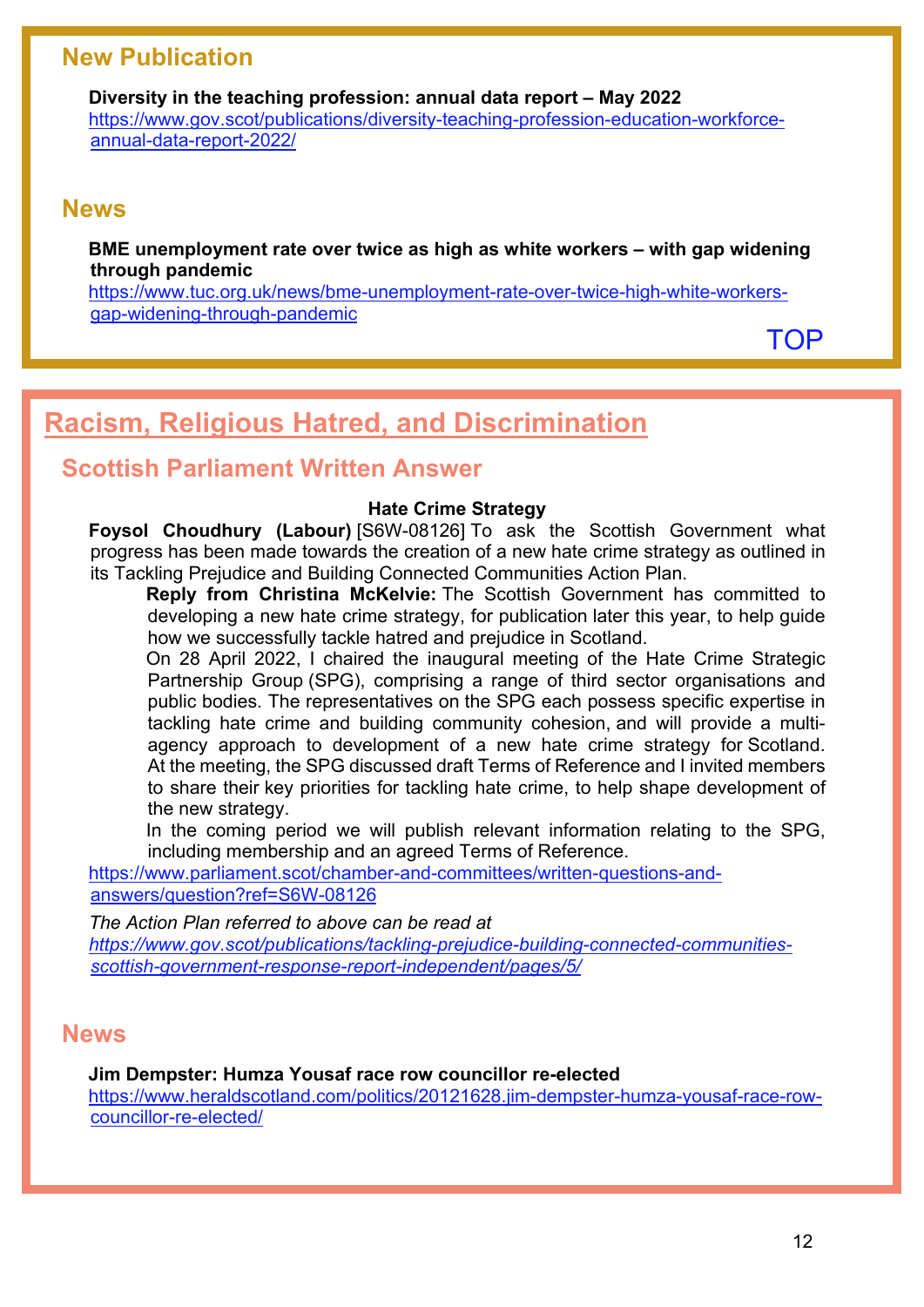## New Publication

**Diversity in the teaching profession: annual data report – May 2022**
https://www.gov.scot/publications/diversity-teaching-profession-education-workforce-annual-data-report-2022/

## News

**BME unemployment rate over twice as high as white workers – with gap widening through pandemic**
https://www.tuc.org.uk/news/bme-unemployment-rate-over-twice-high-white-workers-gap-widening-through-pandemic

TOP

# Racism, Religious Hatred, and Discrimination

## Scottish Parliament Written Answer

**Hate Crime Strategy**

**Foysol Choudhury (Labour)** [S6W-08126] To ask the Scottish Government what progress has been made towards the creation of a new hate crime strategy as outlined in its Tackling Prejudice and Building Connected Communities Action Plan.

**Reply from Christina McKelvie:** The Scottish Government has committed to developing a new hate crime strategy, for publication later this year, to help guide how we successfully tackle hatred and prejudice in Scotland.

On 28 April 2022, I chaired the inaugural meeting of the Hate Crime Strategic Partnership Group (SPG), comprising a range of third sector organisations and public bodies. The representatives on the SPG each possess specific expertise in tackling hate crime and building community cohesion, and will provide a multi-agency approach to development of a new hate crime strategy for Scotland. At the meeting, the SPG discussed draft Terms of Reference and I invited members to share their key priorities for tackling hate crime, to help shape development of the new strategy.

In the coming period we will publish relevant information relating to the SPG, including membership and an agreed Terms of Reference.

https://www.parliament.scot/chamber-and-committees/written-questions-and-answers/question?ref=S6W-08126

*The Action Plan referred to above can be read at*
*https://www.gov.scot/publications/tackling-prejudice-building-connected-communities-scottish-government-response-report-independent/pages/5/*

## News

**Jim Dempster: Humza Yousaf race row councillor re-elected**
https://www.heraldscotland.com/politics/20121628.jim-dempster-humza-yousaf-race-row-councillor-re-elected/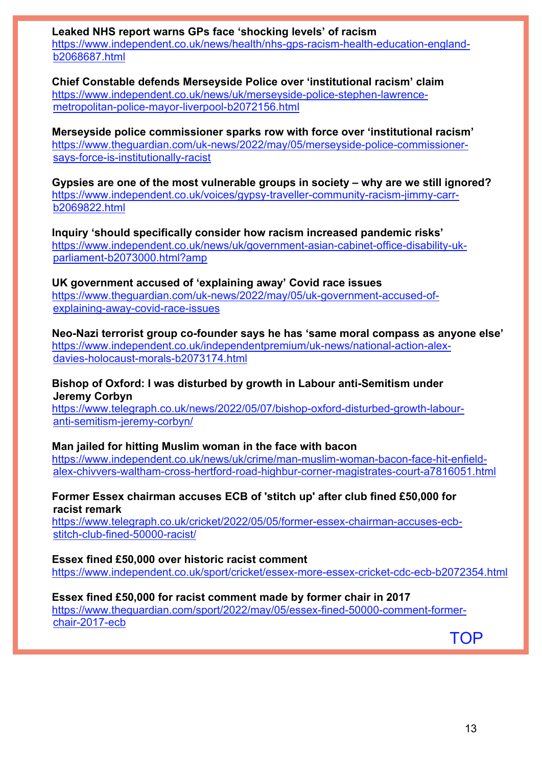**Leaked NHS report warns GPs face 'shocking levels' of racism**
https://www.independent.co.uk/news/health/nhs-gps-racism-health-education-england-b2068687.html

**Chief Constable defends Merseyside Police over 'institutional racism' claim**
https://www.independent.co.uk/news/uk/merseyside-police-stephen-lawrence-metropolitan-police-mayor-liverpool-b2072156.html

**Merseyside police commissioner sparks row with force over 'institutional racism'**
https://www.theguardian.com/uk-news/2022/may/05/merseyside-police-commissioner-says-force-is-institutionally-racist

**Gypsies are one of the most vulnerable groups in society – why are we still ignored?**
https://www.independent.co.uk/voices/gypsy-traveller-community-racism-jimmy-carr-b2069822.html

**Inquiry 'should specifically consider how racism increased pandemic risks'**
https://www.independent.co.uk/news/uk/government-asian-cabinet-office-disability-uk-parliament-b2073000.html?amp

**UK government accused of 'explaining away' Covid race issues**
https://www.theguardian.com/uk-news/2022/may/05/uk-government-accused-of-explaining-away-covid-race-issues

**Neo-Nazi terrorist group co-founder says he has 'same moral compass as anyone else'**
https://www.independent.co.uk/independentpremium/uk-news/national-action-alex-davies-holocaust-morals-b2073174.html

**Bishop of Oxford: I was disturbed by growth in Labour anti-Semitism under Jeremy Corbyn**
https://www.telegraph.co.uk/news/2022/05/07/bishop-oxford-disturbed-growth-labour-anti-semitism-jeremy-corbyn/

**Man jailed for hitting Muslim woman in the face with bacon**
https://www.independent.co.uk/news/uk/crime/man-muslim-woman-bacon-face-hit-enfield-alex-chivvers-waltham-cross-hertford-road-highbur-corner-magistrates-court-a7816051.html

**Former Essex chairman accuses ECB of 'stitch up' after club fined £50,000 for racist remark**
https://www.telegraph.co.uk/cricket/2022/05/05/former-essex-chairman-accuses-ecb-stitch-club-fined-50000-racist/

**Essex fined £50,000 over historic racist comment**
https://www.independent.co.uk/sport/cricket/essex-more-essex-cricket-cdc-ecb-b2072354.html

**Essex fined £50,000 for racist comment made by former chair in 2017**
https://www.theguardian.com/sport/2022/may/05/essex-fined-50000-comment-former-chair-2017-ecb

TOP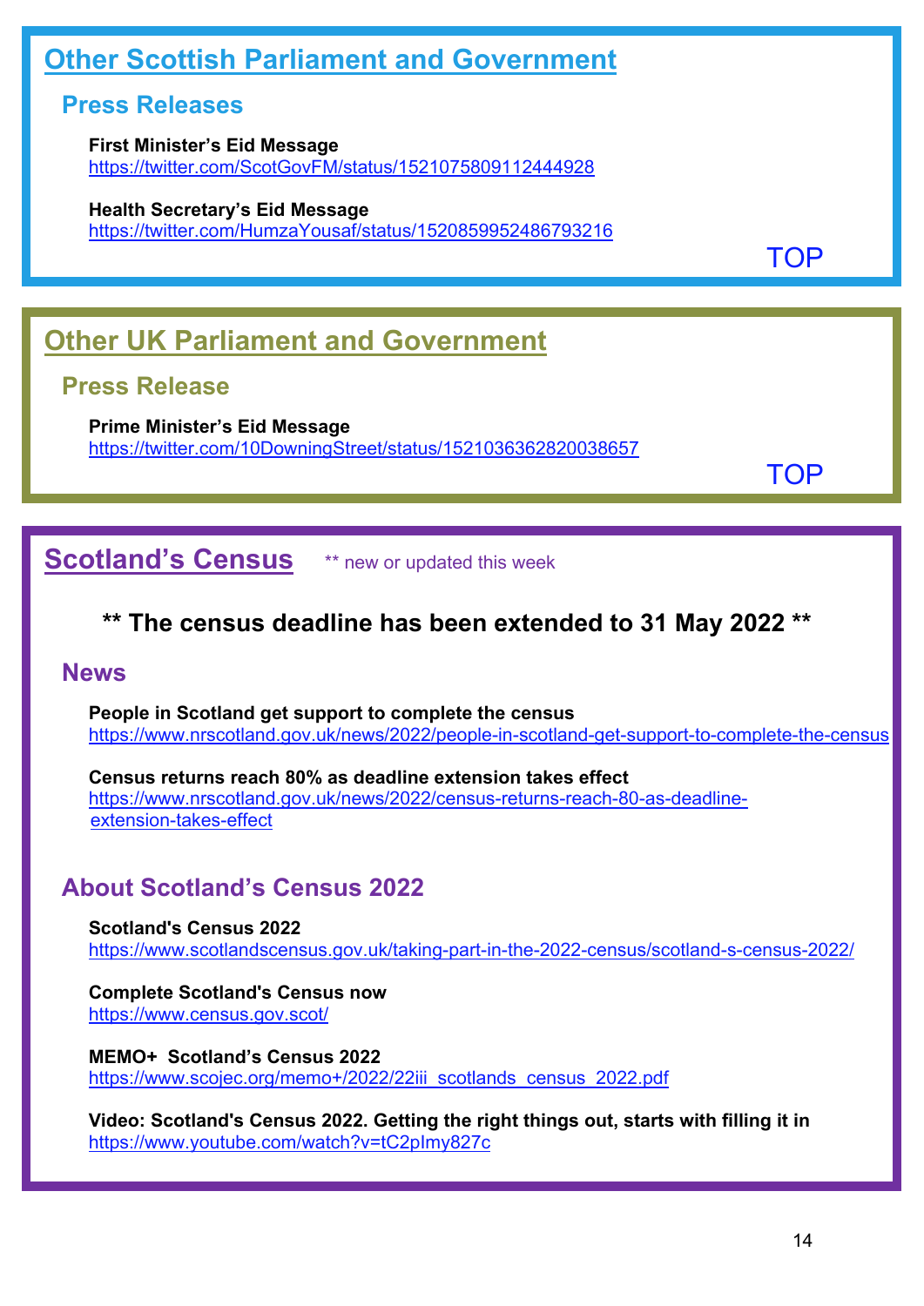## Other Scottish Parliament and Government

### Press Releases

**First Minister's Eid Message**
https://twitter.com/ScotGovFM/status/1521075809112444928

**Health Secretary's Eid Message**
https://twitter.com/HumzaYousaf/status/1520859952486793216

TOP

## Other UK Parliament and Government

### Press Release

**Prime Minister's Eid Message**
https://twitter.com/10DowningStreet/status/1521036362820038657

TOP

## Scotland's Census

** new or updated this week

**** The census deadline has been extended to 31 May 2022 ****

### News

**People in Scotland get support to complete the census**
https://www.nrscotland.gov.uk/news/2022/people-in-scotland-get-support-to-complete-the-census

**Census returns reach 80% as deadline extension takes effect**
https://www.nrscotland.gov.uk/news/2022/census-returns-reach-80-as-deadline-extension-takes-effect

### About Scotland's Census 2022

**Scotland's Census 2022**
https://www.scotlandscensus.gov.uk/taking-part-in-the-2022-census/scotland-s-census-2022/

**Complete Scotland's Census now**
https://www.census.gov.scot/

**MEMO+ Scotland's Census 2022**
https://www.scojec.org/memo+/2022/22iii_scotlands_census_2022.pdf

**Video: Scotland's Census 2022. Getting the right things out, starts with filling it in**
https://www.youtube.com/watch?v=tC2pImy827c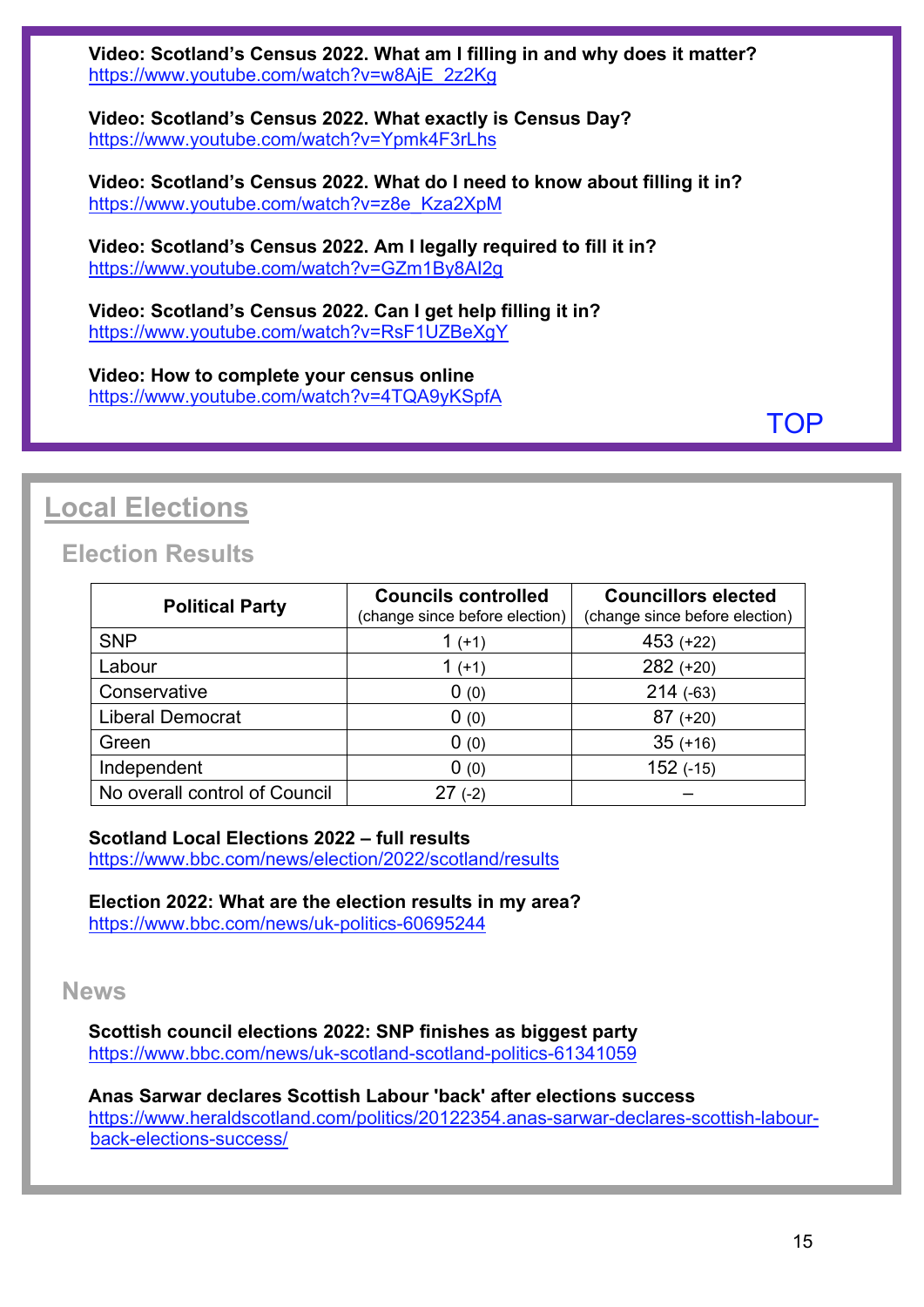**Video: Scotland's Census 2022. What am I filling in and why does it matter?**
https://www.youtube.com/watch?v=w8AjE_2z2Kg

**Video: Scotland's Census 2022. What exactly is Census Day?**
https://www.youtube.com/watch?v=Ypmk4F3rLhs

**Video: Scotland's Census 2022. What do I need to know about filling it in?**
https://www.youtube.com/watch?v=z8e_Kza2XpM

**Video: Scotland's Census 2022. Am I legally required to fill it in?**
https://www.youtube.com/watch?v=GZm1By8AI2g

**Video: Scotland's Census 2022. Can I get help filling it in?**
https://www.youtube.com/watch?v=RsF1UZBeXgY

**Video: How to complete your census online**
https://www.youtube.com/watch?v=4TQA9yKSpfA

TOP

# Local Elections

## Election Results

| Political Party | Councils controlled (change since before election) | Councillors elected (change since before election) |
|---|---|---|
| SNP | 1 (+1) | 453 (+22) |
| Labour | 1 (+1) | 282 (+20) |
| Conservative | 0 (0) | 214 (-63) |
| Liberal Democrat | 0 (0) | 87 (+20) |
| Green | 0 (0) | 35 (+16) |
| Independent | 0 (0) | 152 (-15) |
| No overall control of Council | 27 (-2) | – |

**Scotland Local Elections 2022 – full results**
https://www.bbc.com/news/election/2022/scotland/results

**Election 2022: What are the election results in my area?**
https://www.bbc.com/news/uk-politics-60695244

## News

**Scottish council elections 2022: SNP finishes as biggest party**
https://www.bbc.com/news/uk-scotland-scotland-politics-61341059

**Anas Sarwar declares Scottish Labour 'back' after elections success**
https://www.heraldscotland.com/politics/20122354.anas-sarwar-declares-scottish-labour-back-elections-success/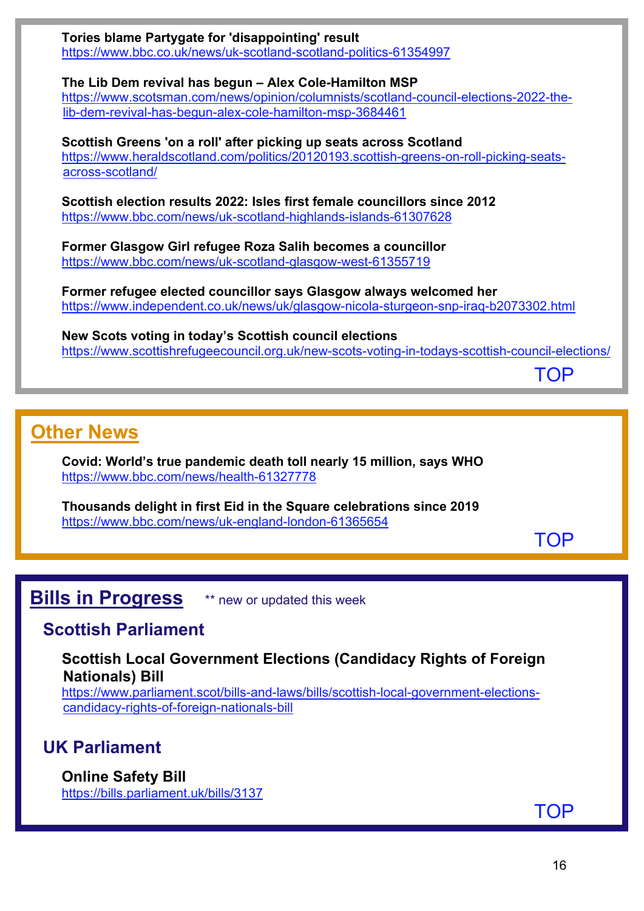**Tories blame Partygate for 'disappointing' result**
https://www.bbc.co.uk/news/uk-scotland-scotland-politics-61354997

**The Lib Dem revival has begun – Alex Cole-Hamilton MSP**
https://www.scotsman.com/news/opinion/columnists/scotland-council-elections-2022-the-lib-dem-revival-has-begun-alex-cole-hamilton-msp-3684461

**Scottish Greens 'on a roll' after picking up seats across Scotland**
https://www.heraldscotland.com/politics/20120193.scottish-greens-on-roll-picking-seats-across-scotland/

**Scottish election results 2022: Isles first female councillors since 2012**
https://www.bbc.com/news/uk-scotland-highlands-islands-61307628

**Former Glasgow Girl refugee Roza Salih becomes a councillor**
https://www.bbc.com/news/uk-scotland-glasgow-west-61355719

**Former refugee elected councillor says Glasgow always welcomed her**
https://www.independent.co.uk/news/uk/glasgow-nicola-sturgeon-snp-iraq-b2073302.html

**New Scots voting in today's Scottish council elections**
https://www.scottishrefugeecouncil.org.uk/new-scots-voting-in-todays-scottish-council-elections/

TOP

## Other News

**Covid: World's true pandemic death toll nearly 15 million, says WHO**
https://www.bbc.com/news/health-61327778

**Thousands delight in first Eid in the Square celebrations since 2019**
https://www.bbc.com/news/uk-england-london-61365654

TOP

## Bills in Progress

** new or updated this week

### Scottish Parliament

**Scottish Local Government Elections (Candidacy Rights of Foreign Nationals) Bill**
https://www.parliament.scot/bills-and-laws/bills/scottish-local-government-elections-candidacy-rights-of-foreign-nationals-bill

### UK Parliament

**Online Safety Bill**
https://bills.parliament.uk/bills/3137

TOP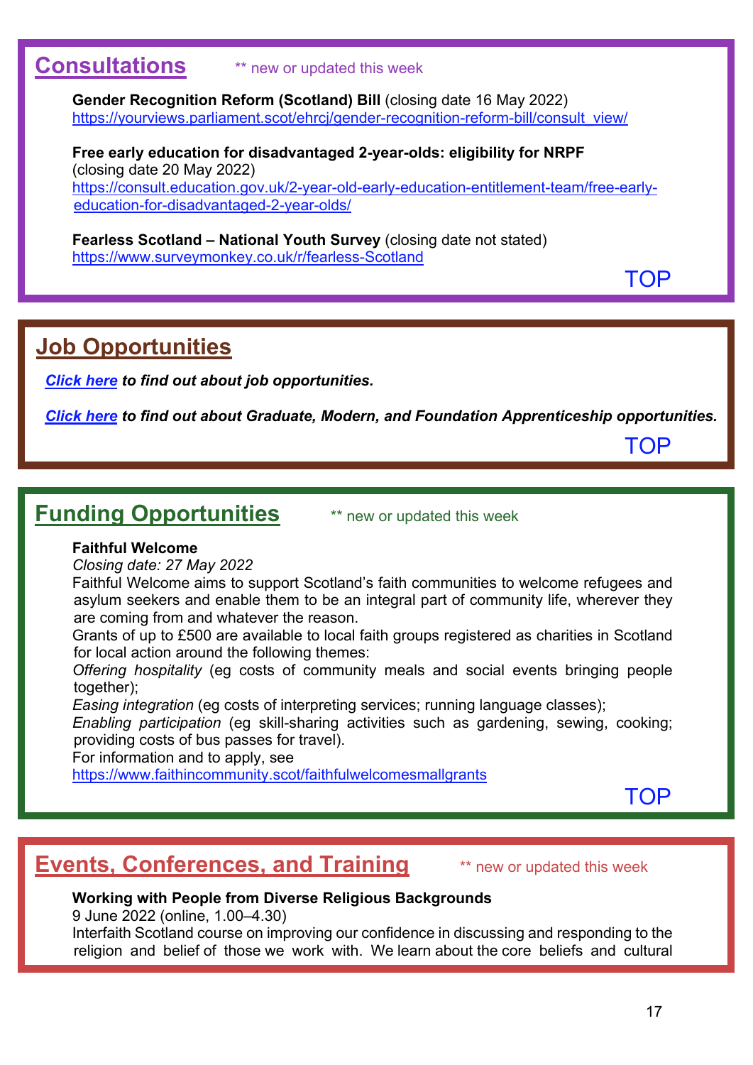## Consultations

** new or updated this week

**Gender Recognition Reform (Scotland) Bill** (closing date 16 May 2022)
https://yourviews.parliament.scot/ehrcj/gender-recognition-reform-bill/consult_view/

**Free early education for disadvantaged 2-year-olds: eligibility for NRPF** (closing date 20 May 2022)
https://consult.education.gov.uk/2-year-old-early-education-entitlement-team/free-early-education-for-disadvantaged-2-year-olds/

**Fearless Scotland – National Youth Survey** (closing date not stated)
https://www.surveymonkey.co.uk/r/fearless-Scotland

TOP

## Job Opportunities

***Click here** to find out about job opportunities.*

***Click here** to find out about Graduate, Modern, and Foundation Apprenticeship opportunities.*

TOP

## Funding Opportunities

** new or updated this week

**Faithful Welcome**
*Closing date: 27 May 2022*
Faithful Welcome aims to support Scotland's faith communities to welcome refugees and asylum seekers and enable them to be an integral part of community life, wherever they are coming from and whatever the reason.
Grants of up to £500 are available to local faith groups registered as charities in Scotland for local action around the following themes:
*Offering hospitality* (eg costs of community meals and social events bringing people together);
*Easing integration* (eg costs of interpreting services; running language classes);
*Enabling participation* (eg skill-sharing activities such as gardening, sewing, cooking; providing costs of bus passes for travel).
For information and to apply, see
https://www.faithincommunity.scot/faithfulwelcomesmallgrants

TOP

## Events, Conferences, and Training

** new or updated this week

**Working with People from Diverse Religious Backgrounds**
9 June 2022 (online, 1.00–4.30)
Interfaith Scotland course on improving our confidence in discussing and responding to the religion and belief of those we work with. We learn about the core beliefs and cultural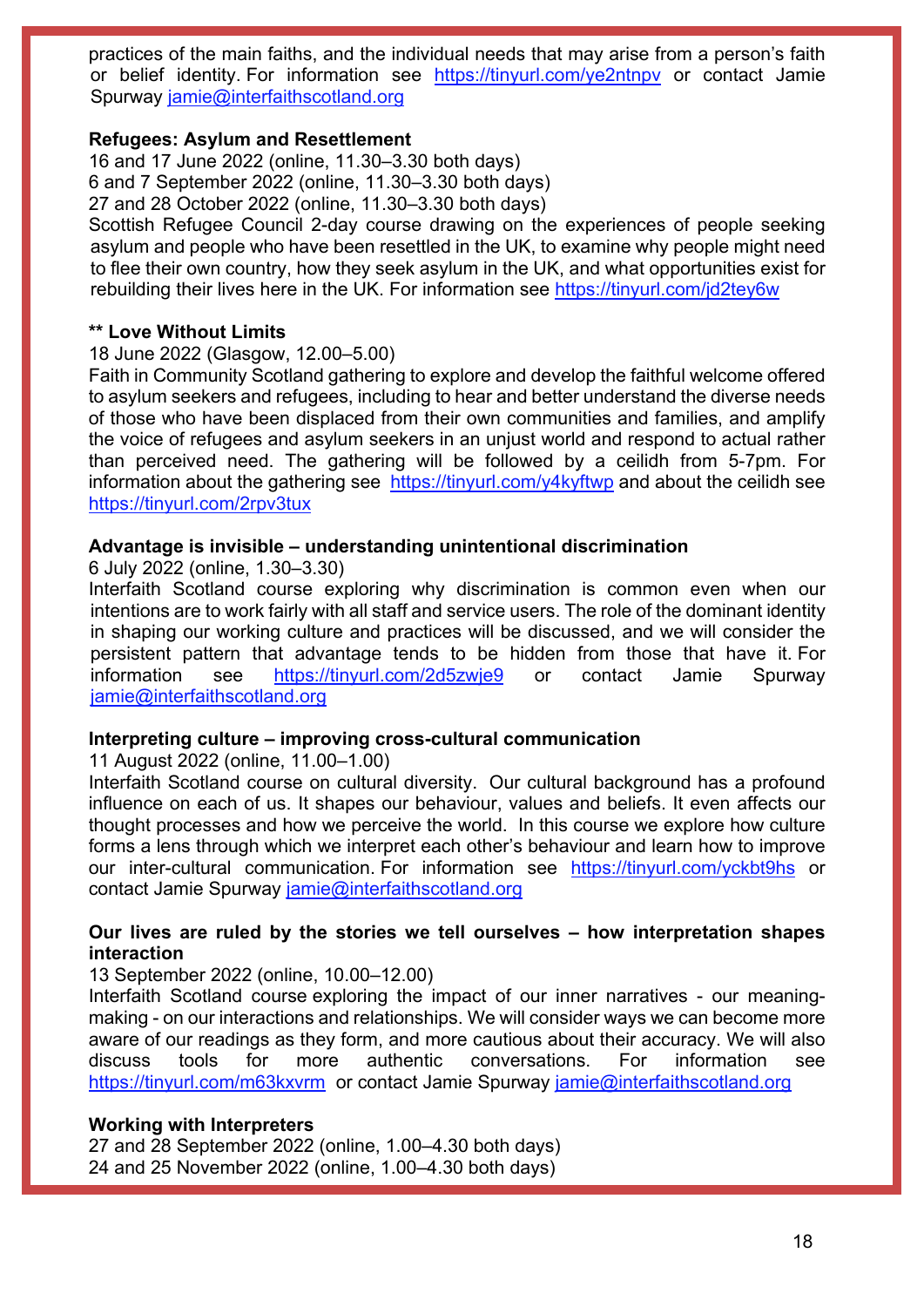practices of the main faiths, and the individual needs that may arise from a person's faith or belief identity. For information see https://tinyurl.com/ye2ntnpv or contact Jamie Spurway jamie@interfaithscotland.org

**Refugees: Asylum and Resettlement**

16 and 17 June 2022 (online, 11.30–3.30 both days)
6 and 7 September 2022 (online, 11.30–3.30 both days)
27 and 28 October 2022 (online, 11.30–3.30 both days)
Scottish Refugee Council 2-day course drawing on the experiences of people seeking asylum and people who have been resettled in the UK, to examine why people might need to flee their own country, how they seek asylum in the UK, and what opportunities exist for rebuilding their lives here in the UK. For information see https://tinyurl.com/jd2tey6w

**** Love Without Limits**

18 June 2022 (Glasgow, 12.00–5.00)
Faith in Community Scotland gathering to explore and develop the faithful welcome offered to asylum seekers and refugees, including to hear and better understand the diverse needs of those who have been displaced from their own communities and families, and amplify the voice of refugees and asylum seekers in an unjust world and respond to actual rather than perceived need. The gathering will be followed by a ceilidh from 5-7pm. For information about the gathering see https://tinyurl.com/y4kyftwp and about the ceilidh see https://tinyurl.com/2rpv3tux

**Advantage is invisible – understanding unintentional discrimination**

6 July 2022 (online, 1.30–3.30)
Interfaith Scotland course exploring why discrimination is common even when our intentions are to work fairly with all staff and service users. The role of the dominant identity in shaping our working culture and practices will be discussed, and we will consider the persistent pattern that advantage tends to be hidden from those that have it. For information see https://tinyurl.com/2d5zwje9 or contact Jamie Spurway jamie@interfaithscotland.org

**Interpreting culture – improving cross-cultural communication**

11 August 2022 (online, 11.00–1.00)
Interfaith Scotland course on cultural diversity. Our cultural background has a profound influence on each of us. It shapes our behaviour, values and beliefs. It even affects our thought processes and how we perceive the world. In this course we explore how culture forms a lens through which we interpret each other's behaviour and learn how to improve our inter-cultural communication. For information see https://tinyurl.com/yckbt9hs or contact Jamie Spurway jamie@interfaithscotland.org

**Our lives are ruled by the stories we tell ourselves – how interpretation shapes interaction**

13 September 2022 (online, 10.00–12.00)
Interfaith Scotland course exploring the impact of our inner narratives - our meaning-making - on our interactions and relationships. We will consider ways we can become more aware of our readings as they form, and more cautious about their accuracy. We will also discuss tools for more authentic conversations. For information see https://tinyurl.com/m63kxvrm or contact Jamie Spurway jamie@interfaithscotland.org

**Working with Interpreters**

27 and 28 September 2022 (online, 1.00–4.30 both days)
24 and 25 November 2022 (online, 1.00–4.30 both days)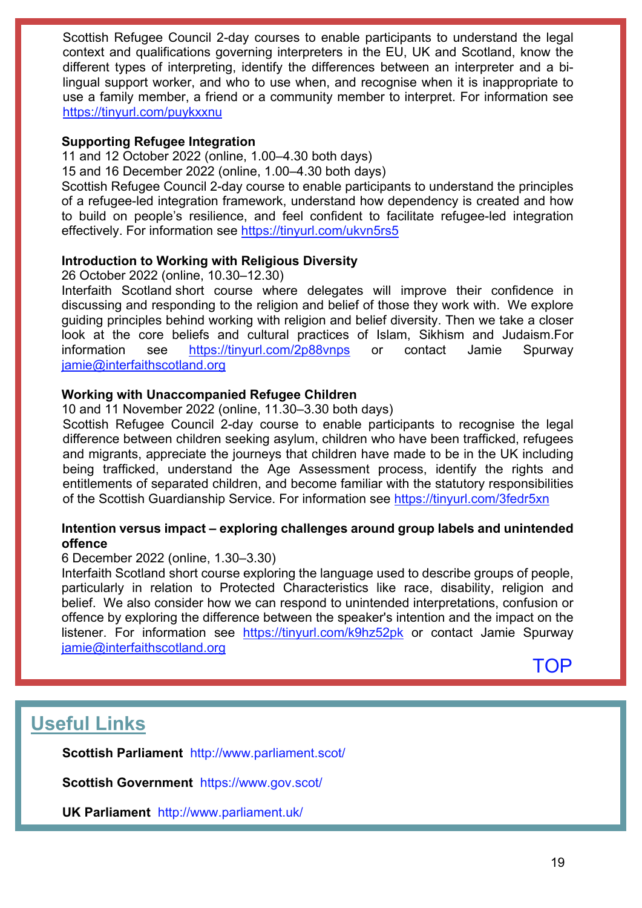Scottish Refugee Council 2-day courses to enable participants to understand the legal context and qualifications governing interpreters in the EU, UK and Scotland, know the different types of interpreting, identify the differences between an interpreter and a bi-lingual support worker, and who to use when, and recognise when it is inappropriate to use a family member, a friend or a community member to interpret. For information see https://tinyurl.com/puykxxnu

**Supporting Refugee Integration**

11 and 12 October 2022 (online, 1.00–4.30 both days)
15 and 16 December 2022 (online, 1.00–4.30 both days)
Scottish Refugee Council 2-day course to enable participants to understand the principles of a refugee-led integration framework, understand how dependency is created and how to build on people's resilience, and feel confident to facilitate refugee-led integration effectively. For information see https://tinyurl.com/ukvn5rs5

**Introduction to Working with Religious Diversity**

26 October 2022 (online, 10.30–12.30)
Interfaith Scotland short course where delegates will improve their confidence in discussing and responding to the religion and belief of those they work with. We explore guiding principles behind working with religion and belief diversity. Then we take a closer look at the core beliefs and cultural practices of Islam, Sikhism and Judaism.For information see https://tinyurl.com/2p88vnps or contact Jamie Spurway jamie@interfaithscotland.org

**Working with Unaccompanied Refugee Children**

10 and 11 November 2022 (online, 11.30–3.30 both days)
Scottish Refugee Council 2-day course to enable participants to recognise the legal difference between children seeking asylum, children who have been trafficked, refugees and migrants, appreciate the journeys that children have made to be in the UK including being trafficked, understand the Age Assessment process, identify the rights and entitlements of separated children, and become familiar with the statutory responsibilities of the Scottish Guardianship Service. For information see https://tinyurl.com/3fedr5xn

**Intention versus impact – exploring challenges around group labels and unintended offence**

6 December 2022 (online, 1.30–3.30)
Interfaith Scotland short course exploring the language used to describe groups of people, particularly in relation to Protected Characteristics like race, disability, religion and belief. We also consider how we can respond to unintended interpretations, confusion or offence by exploring the difference between the speaker's intention and the impact on the listener. For information see https://tinyurl.com/k9hz52pk or contact Jamie Spurway jamie@interfaithscotland.org

TOP

## Useful Links

**Scottish Parliament** http://www.parliament.scot/

**Scottish Government** https://www.gov.scot/

**UK Parliament** http://www.parliament.uk/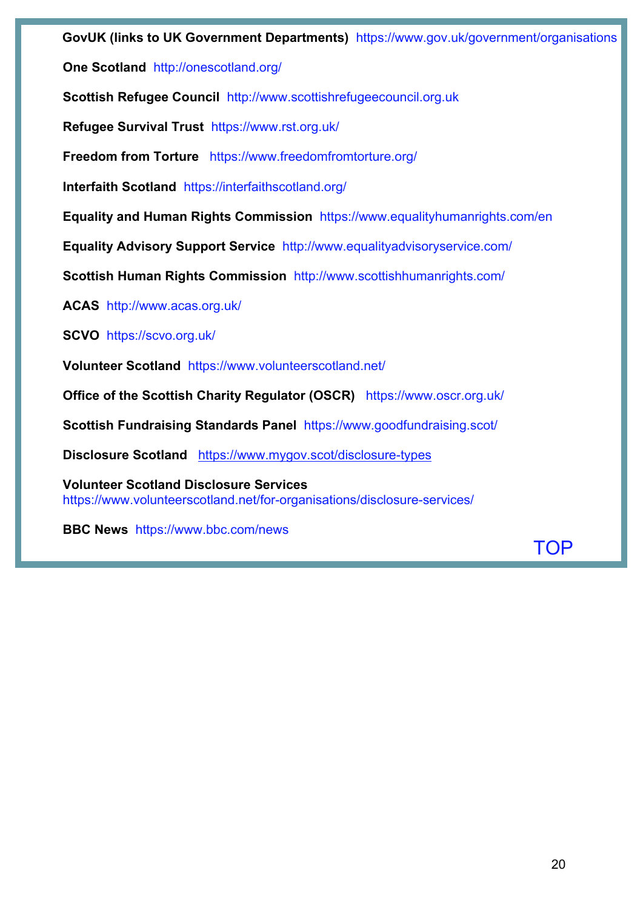**GovUK (links to UK Government Departments)** https://www.gov.uk/government/organisations

**One Scotland** http://onescotland.org/

**Scottish Refugee Council** http://www.scottishrefugeecouncil.org.uk

**Refugee Survival Trust** https://www.rst.org.uk/

**Freedom from Torture** https://www.freedomfromtorture.org/

**Interfaith Scotland** https://interfaithscotland.org/

**Equality and Human Rights Commission** https://www.equalityhumanrights.com/en

**Equality Advisory Support Service** http://www.equalityadvisoryservice.com/

**Scottish Human Rights Commission** http://www.scottishhumanrights.com/

**ACAS** http://www.acas.org.uk/

**SCVO** https://scvo.org.uk/

**Volunteer Scotland** https://www.volunteerscotland.net/

**Office of the Scottish Charity Regulator (OSCR)** https://www.oscr.org.uk/

**Scottish Fundraising Standards Panel** https://www.goodfundraising.scot/

**Disclosure Scotland** https://www.mygov.scot/disclosure-types

**Volunteer Scotland Disclosure Services**
https://www.volunteerscotland.net/for-organisations/disclosure-services/

**BBC News** https://www.bbc.com/news

TOP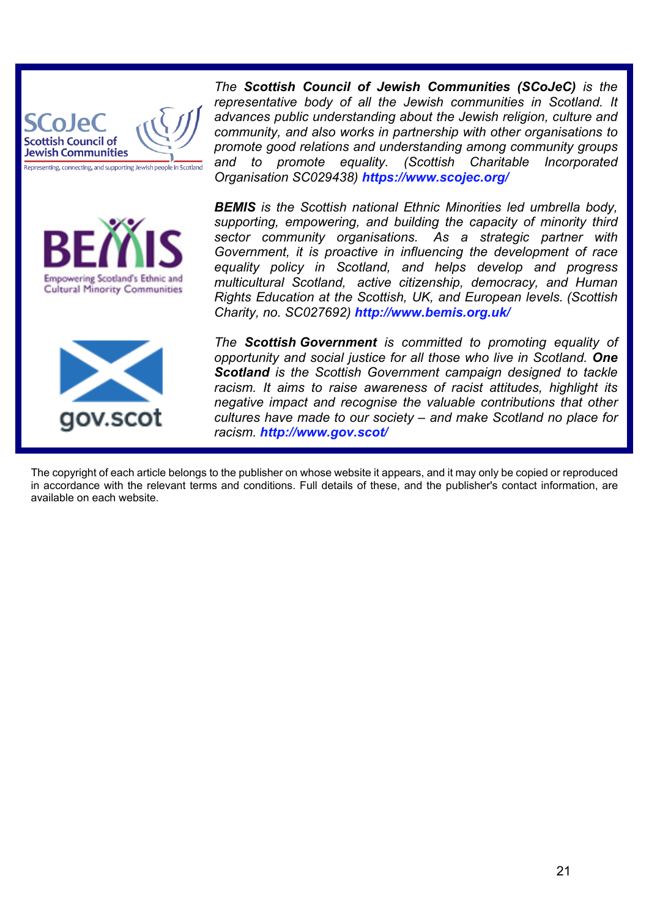SCoJeC
Scottish Council of Jewish Communities
Representing, connecting, and supporting Jewish people in Scotland

*The **Scottish Council of Jewish Communities (SCoJeC)** is the representative body of all the Jewish communities in Scotland. It advances public understanding about the Jewish religion, culture and community, and also works in partnership with other organisations to promote good relations and understanding among community groups and to promote equality. (Scottish Charitable Incorporated Organisation SC029438)* ***https://www.scojec.org/***

BEMIS
Empowering Scotland's Ethnic and Cultural Minority Communities

***BEMIS** is the Scottish national Ethnic Minorities led umbrella body, supporting, empowering, and building the capacity of minority third sector community organisations. As a strategic partner with Government, it is proactive in influencing the development of race equality policy in Scotland, and helps develop and progress multicultural Scotland, active citizenship, democracy, and Human Rights Education at the Scottish, UK, and European levels. (Scottish Charity, no. SC027692)* ***http://www.bemis.org.uk/***

gov.scot

*The **Scottish Government** is committed to promoting equality of opportunity and social justice for all those who live in Scotland. **One Scotland** is the Scottish Government campaign designed to tackle racism. It aims to raise awareness of racist attitudes, highlight its negative impact and recognise the valuable contributions that other cultures have made to our society – and make Scotland no place for racism.* ***http://www.gov.scot/***

The copyright of each article belongs to the publisher on whose website it appears, and it may only be copied or reproduced in accordance with the relevant terms and conditions. Full details of these, and the publisher's contact information, are available on each website.